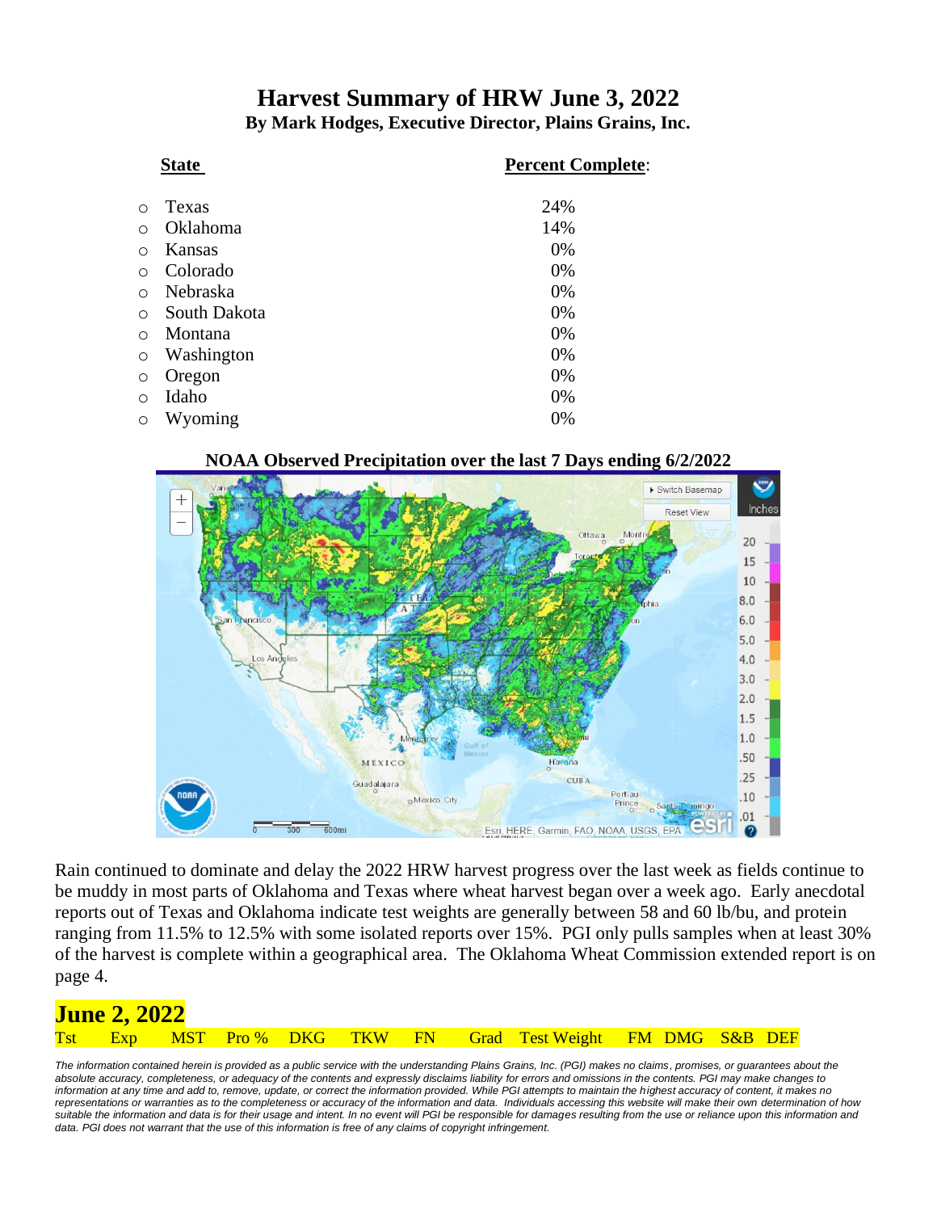# Harvest Summary of HRW June 3, 2022

**By Mark Hodges, Executive Director, Plains Grains, Inc.**

| State | Percent Complete: |
|---|---|
| Texas | 24% |
| Oklahoma | 14% |
| Kansas | 0% |
| Colorado | 0% |
| Nebraska | 0% |
| South Dakota | 0% |
| Montana | 0% |
| Washington | 0% |
| Oregon | 0% |
| Idaho | 0% |
| Wyoming | 0% |

**NOAA Observed Precipitation over the last 7 Days ending 6/2/2022**

Rain continued to dominate and delay the 2022 HRW harvest progress over the last week as fields continue to be muddy in most parts of Oklahoma and Texas where wheat harvest began over a week ago. Early anecdotal reports out of Texas and Oklahoma indicate test weights are generally between 58 and 60 lb/bu, and protein ranging from 11.5% to 12.5% with some isolated reports over 15%. PGI only pulls samples when at least 30% of the harvest is complete within a geographical area. The Oklahoma Wheat Commission extended report is on page 4.

## June 2, 2022

| Tst | Exp | MST | Pro % | DKG | TKW | FN | Grad | Test Weight | FM | DMG | S&B | DEF |
|---|---|---|---|---|---|---|---|---|---|---|---|---|

*The information contained herein is provided as a public service with the understanding Plains Grains, Inc. (PGI) makes no claims, promises, or guarantees about the absolute accuracy, completeness, or adequacy of the contents and expressly disclaims liability for errors and omissions in the contents. PGI may make changes to information at any time and add to, remove, update, or correct the information provided. While PGI attempts to maintain the highest accuracy of content, it makes no representations or warranties as to the completeness or accuracy of the information and data. Individuals accessing this website will make their own determination of how suitable the information and data is for their usage and intent. In no event will PGI be responsible for damages resulting from the use or reliance upon this information and data. PGI does not warrant that the use of this information is free of any claims of copyright infringement.*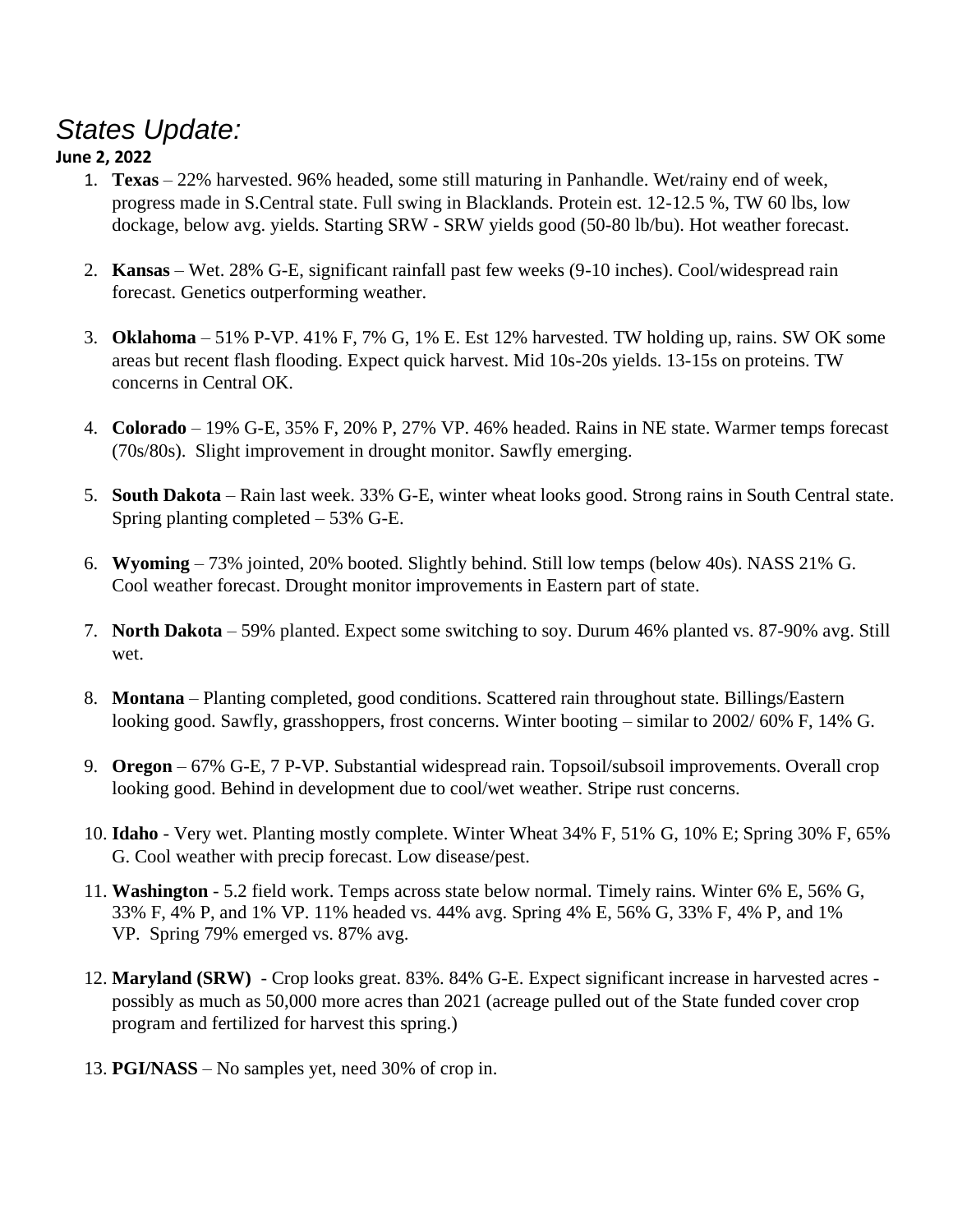# *States Update:*

**June 2, 2022**

1. **Texas** – 22% harvested. 96% headed, some still maturing in Panhandle. Wet/rainy end of week, progress made in S.Central state. Full swing in Blacklands. Protein est. 12-12.5 %, TW 60 lbs, low dockage, below avg. yields. Starting SRW - SRW yields good (50-80 lb/bu). Hot weather forecast.

2. **Kansas** – Wet. 28% G-E, significant rainfall past few weeks (9-10 inches). Cool/widespread rain forecast. Genetics outperforming weather.

3. **Oklahoma** – 51% P-VP. 41% F, 7% G, 1% E. Est 12% harvested. TW holding up, rains. SW OK some areas but recent flash flooding. Expect quick harvest. Mid 10s-20s yields. 13-15s on proteins. TW concerns in Central OK.

4. **Colorado** – 19% G-E, 35% F, 20% P, 27% VP. 46% headed. Rains in NE state. Warmer temps forecast (70s/80s). Slight improvement in drought monitor. Sawfly emerging.

5. **South Dakota** – Rain last week. 33% G-E, winter wheat looks good. Strong rains in South Central state. Spring planting completed – 53% G-E.

6. **Wyoming** – 73% jointed, 20% booted. Slightly behind. Still low temps (below 40s). NASS 21% G. Cool weather forecast. Drought monitor improvements in Eastern part of state.

7. **North Dakota** – 59% planted. Expect some switching to soy. Durum 46% planted vs. 87-90% avg. Still wet.

8. **Montana** – Planting completed, good conditions. Scattered rain throughout state. Billings/Eastern looking good. Sawfly, grasshoppers, frost concerns. Winter booting – similar to 2002/ 60% F, 14% G.

9. **Oregon** – 67% G-E, 7 P-VP. Substantial widespread rain. Topsoil/subsoil improvements. Overall crop looking good. Behind in development due to cool/wet weather. Stripe rust concerns.

10. **Idaho** - Very wet. Planting mostly complete. Winter Wheat 34% F, 51% G, 10% E; Spring 30% F, 65% G. Cool weather with precip forecast. Low disease/pest.

11. **Washington** - 5.2 field work. Temps across state below normal. Timely rains. Winter 6% E, 56% G, 33% F, 4% P, and 1% VP. 11% headed vs. 44% avg. Spring 4% E, 56% G, 33% F, 4% P, and 1% VP. Spring 79% emerged vs. 87% avg.

12. **Maryland (SRW)** - Crop looks great. 83%. 84% G-E. Expect significant increase in harvested acres - possibly as much as 50,000 more acres than 2021 (acreage pulled out of the State funded cover crop program and fertilized for harvest this spring.)

13. **PGI/NASS** – No samples yet, need 30% of crop in.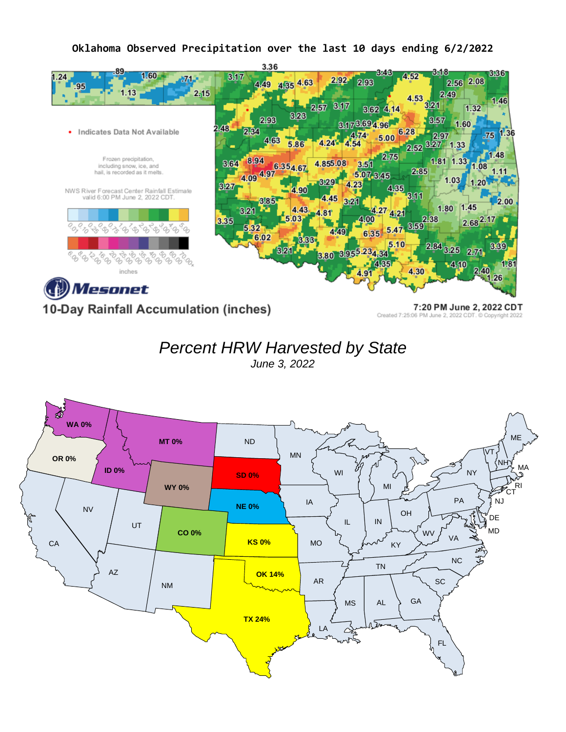## Oklahoma Observed Precipitation over the last 10 days ending 6/2/2022

Indicates Data Not Available

Frozen precipitation, including snow, ice, and hail, is recorded as it melts.

NWS River Forecast Center Rainfall Estimate valid 6:00 PM June 2, 2022 CDT.

inches

Mesonet

10-Day Rainfall Accumulation (inches)

7:20 PM June 2, 2022 CDT

Created 7:25:06 PM June 2, 2022 CDT. © Copyright 2022

## *Percent HRW Harvested by State*

*June 3, 2022*

| State | Percent Harvested |
|---|---|
| WA | 0% |
| OR | 0% |
| ID | 0% |
| MT | 0% |
| WY | 0% |
| SD | 0% |
| NE | 0% |
| CO | 0% |
| KS | 0% |
| OK | 14% |
| TX | 24% |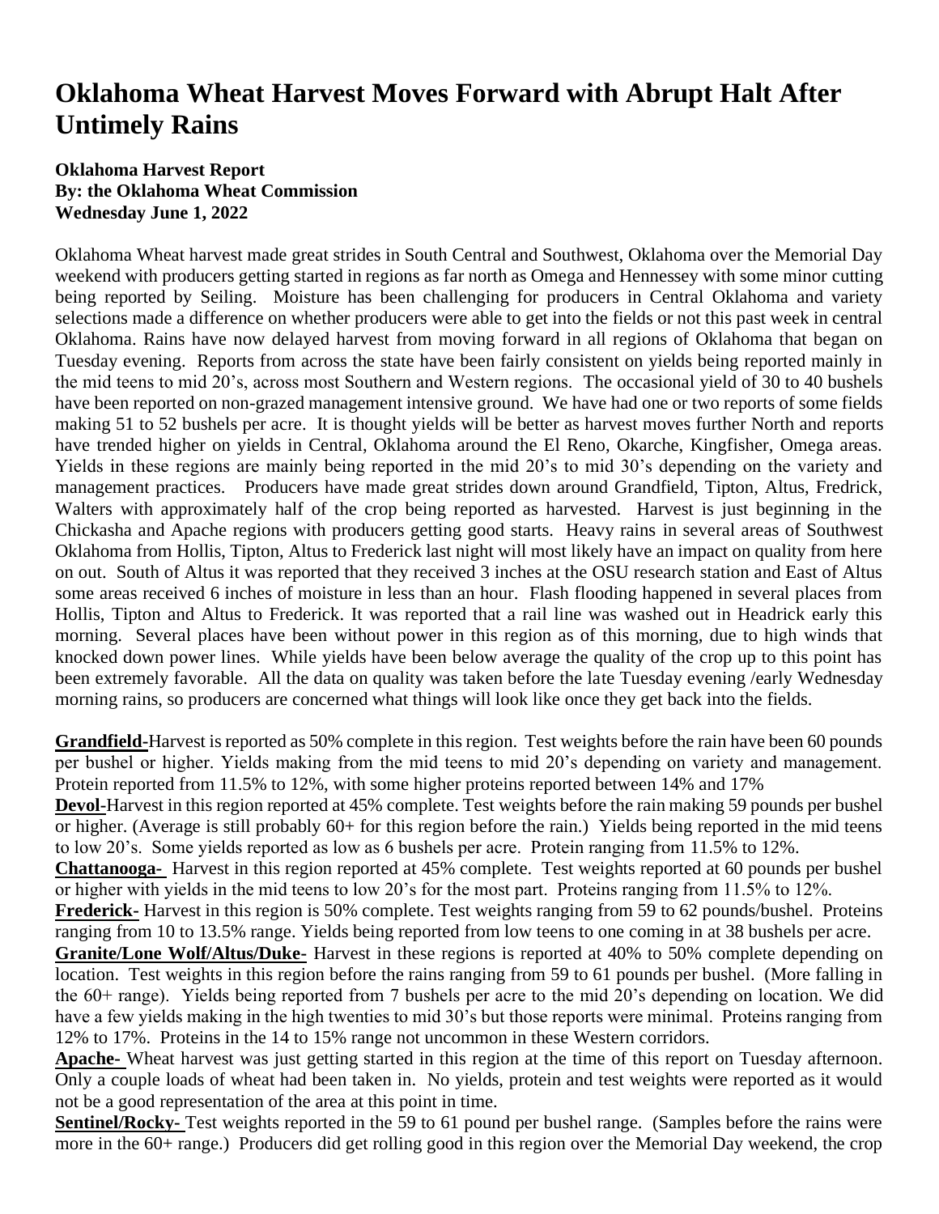# Oklahoma Wheat Harvest Moves Forward with Abrupt Halt After Untimely Rains

**Oklahoma Harvest Report**
**By: the Oklahoma Wheat Commission**
**Wednesday June 1, 2022**

Oklahoma Wheat harvest made great strides in South Central and Southwest, Oklahoma over the Memorial Day weekend with producers getting started in regions as far north as Omega and Hennessey with some minor cutting being reported by Seiling. Moisture has been challenging for producers in Central Oklahoma and variety selections made a difference on whether producers were able to get into the fields or not this past week in central Oklahoma. Rains have now delayed harvest from moving forward in all regions of Oklahoma that began on Tuesday evening. Reports from across the state have been fairly consistent on yields being reported mainly in the mid teens to mid 20's, across most Southern and Western regions. The occasional yield of 30 to 40 bushels have been reported on non-grazed management intensive ground. We have had one or two reports of some fields making 51 to 52 bushels per acre. It is thought yields will be better as harvest moves further North and reports have trended higher on yields in Central, Oklahoma around the El Reno, Okarche, Kingfisher, Omega areas. Yields in these regions are mainly being reported in the mid 20's to mid 30's depending on the variety and management practices. Producers have made great strides down around Grandfield, Tipton, Altus, Fredrick, Walters with approximately half of the crop being reported as harvested. Harvest is just beginning in the Chickasha and Apache regions with producers getting good starts. Heavy rains in several areas of Southwest Oklahoma from Hollis, Tipton, Altus to Frederick last night will most likely have an impact on quality from here on out. South of Altus it was reported that they received 3 inches at the OSU research station and East of Altus some areas received 6 inches of moisture in less than an hour. Flash flooding happened in several places from Hollis, Tipton and Altus to Frederick. It was reported that a rail line was washed out in Headrick early this morning. Several places have been without power in this region as of this morning, due to high winds that knocked down power lines. While yields have been below average the quality of the crop up to this point has been extremely favorable. All the data on quality was taken before the late Tuesday evening /early Wednesday morning rains, so producers are concerned what things will look like once they get back into the fields.

**Grandfield-** Harvest is reported as 50% complete in this region. Test weights before the rain have been 60 pounds per bushel or higher. Yields making from the mid teens to mid 20's depending on variety and management. Protein reported from 11.5% to 12%, with some higher proteins reported between 14% and 17%

**Devol-** Harvest in this region reported at 45% complete. Test weights before the rain making 59 pounds per bushel or higher. (Average is still probably 60+ for this region before the rain.) Yields being reported in the mid teens to low 20's. Some yields reported as low as 6 bushels per acre. Protein ranging from 11.5% to 12%.

**Chattanooga-** Harvest in this region reported at 45% complete. Test weights reported at 60 pounds per bushel or higher with yields in the mid teens to low 20's for the most part. Proteins ranging from 11.5% to 12%.

**Frederick-** Harvest in this region is 50% complete. Test weights ranging from 59 to 62 pounds/bushel. Proteins ranging from 10 to 13.5% range. Yields being reported from low teens to one coming in at 38 bushels per acre.

**Granite/Lone Wolf/Altus/Duke-** Harvest in these regions is reported at 40% to 50% complete depending on location. Test weights in this region before the rains ranging from 59 to 61 pounds per bushel. (More falling in the 60+ range). Yields being reported from 7 bushels per acre to the mid 20's depending on location. We did have a few yields making in the high twenties to mid 30's but those reports were minimal. Proteins ranging from 12% to 17%. Proteins in the 14 to 15% range not uncommon in these Western corridors.

**Apache-** Wheat harvest was just getting started in this region at the time of this report on Tuesday afternoon. Only a couple loads of wheat had been taken in. No yields, protein and test weights were reported as it would not be a good representation of the area at this point in time.

**Sentinel/Rocky-** Test weights reported in the 59 to 61 pound per bushel range. (Samples before the rains were more in the 60+ range.) Producers did get rolling good in this region over the Memorial Day weekend, the crop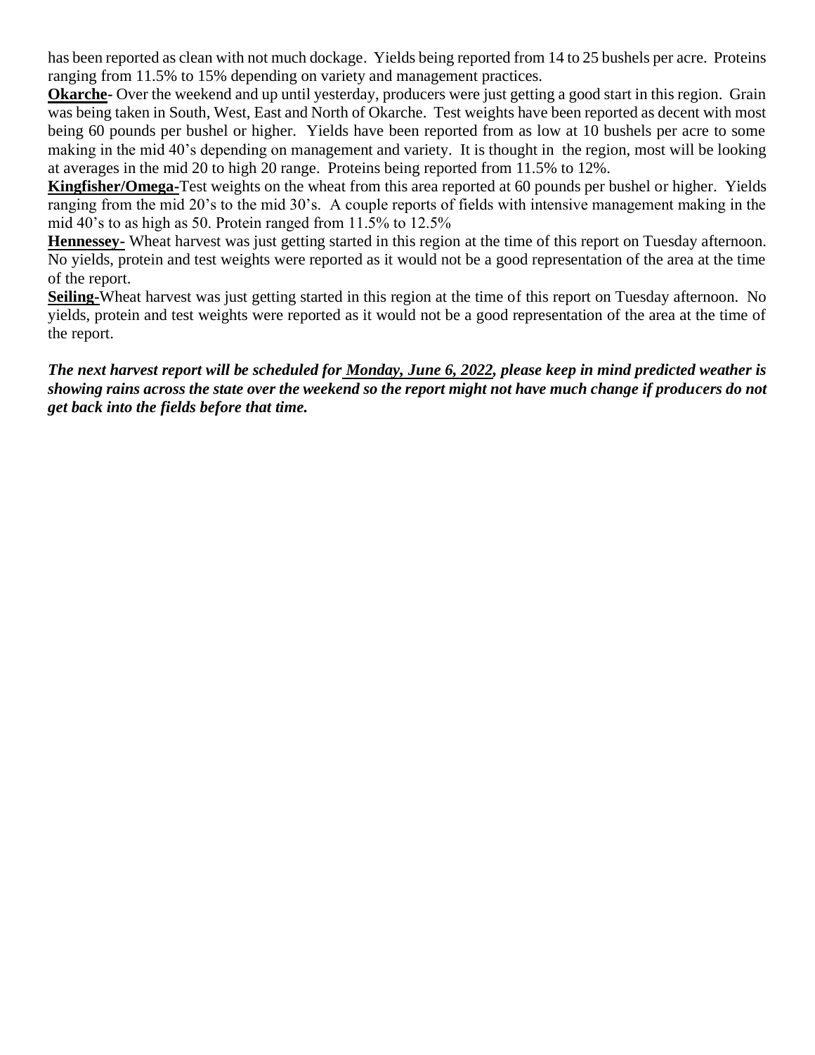has been reported as clean with not much dockage. Yields being reported from 14 to 25 bushels per acre. Proteins ranging from 11.5% to 15% depending on variety and management practices.

**Okarche-** Over the weekend and up until yesterday, producers were just getting a good start in this region. Grain was being taken in South, West, East and North of Okarche. Test weights have been reported as decent with most being 60 pounds per bushel or higher. Yields have been reported from as low at 10 bushels per acre to some making in the mid 40's depending on management and variety. It is thought in the region, most will be looking at averages in the mid 20 to high 20 range. Proteins being reported from 11.5% to 12%.

**Kingfisher/Omega-**Test weights on the wheat from this area reported at 60 pounds per bushel or higher. Yields ranging from the mid 20's to the mid 30's. A couple reports of fields with intensive management making in the mid 40's to as high as 50. Protein ranged from 11.5% to 12.5%

**Hennessey-** Wheat harvest was just getting started in this region at the time of this report on Tuesday afternoon. No yields, protein and test weights were reported as it would not be a good representation of the area at the time of the report.

**Seiling-**Wheat harvest was just getting started in this region at the time of this report on Tuesday afternoon. No yields, protein and test weights were reported as it would not be a good representation of the area at the time of the report.

***The next harvest report will be scheduled for Monday, June 6, 2022, please keep in mind predicted weather is showing rains across the state over the weekend so the report might not have much change if producers do not get back into the fields before that time.***